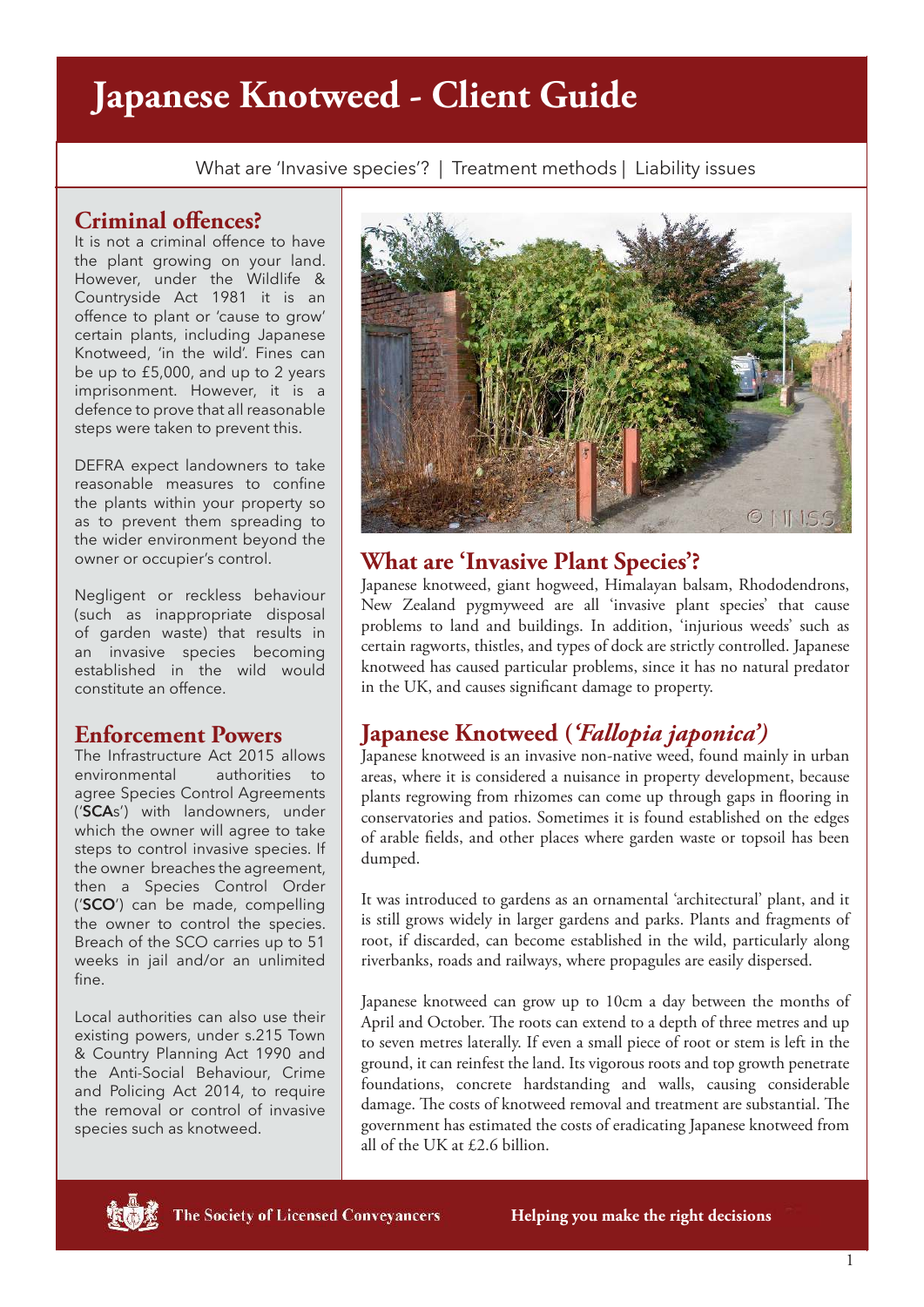# Japanese Knotweed - Client Guide

What are 'Invasive species'? | Treatment methods | Liability issues

## Criminal offences?

It is not a criminal offence to have the plant growing on your land. However, under the Wildlife & Countryside Act 1981 it is an offence to plant or 'cause to grow' certain plants, including Japanese Knotweed, 'in the wild'. Fines can be up to £5,000, and up to 2 years imprisonment. However, it is a defence to prove that all reasonable steps were taken to prevent this.

DEFRA expect landowners to take reasonable measures to confine the plants within your property so as to prevent them spreading to the wider environment beyond the owner or occupier's control.

Negligent or reckless behaviour (such as inappropriate disposal of garden waste) that results in an invasive species becoming established in the wild would constitute an offence.

## Enforcement Powers

The Infrastructure Act 2015 allows environmental authorities to agree Species Control Agreements ('**SCA**s') with landowners, under which the owner will agree to take steps to control invasive species. If the owner breaches the agreement, then a Species Control Order ('**SCO**') can be made, compelling the owner to control the species. Breach of the SCO carries up to 51 weeks in jail and/or an unlimited fine.

Local authorities can also use their existing powers, under s.215 Town & Country Planning Act 1990 and the Anti-Social Behaviour, Crime and Policing Act 2014, to require the removal or control of invasive species such as knotweed.

## What are 'Invasive Plant Species'?

Japanese knotweed, giant hogweed, Himalayan balsam, Rhododendrons, New Zealand pygmyweed are all 'invasive plant species' that cause problems to land and buildings. In addition, 'injurious weeds' such as certain ragworts, thistles, and types of dock are strictly controlled. Japanese knotweed has caused particular problems, since it has no natural predator in the UK, and causes significant damage to property.

## Japanese Knotweed (*'Fallopia japonica'*)

Japanese knotweed is an invasive non-native weed, found mainly in urban areas, where it is considered a nuisance in property development, because plants regrowing from rhizomes can come up through gaps in flooring in conservatories and patios. Sometimes it is found established on the edges of arable fields, and other places where garden waste or topsoil has been dumped.

It was introduced to gardens as an ornamental 'architectural' plant, and it is still grows widely in larger gardens and parks. Plants and fragments of root, if discarded, can become established in the wild, particularly along riverbanks, roads and railways, where propagules are easily dispersed.

Japanese knotweed can grow up to 10cm a day between the months of April and October. The roots can extend to a depth of three metres and up to seven metres laterally. If even a small piece of root or stem is left in the ground, it can reinfest the land. Its vigorous roots and top growth penetrate foundations, concrete hardstanding and walls, causing considerable damage. The costs of knotweed removal and treatment are substantial. The government has estimated the costs of eradicating Japanese knotweed from all of the UK at £2.6 billion.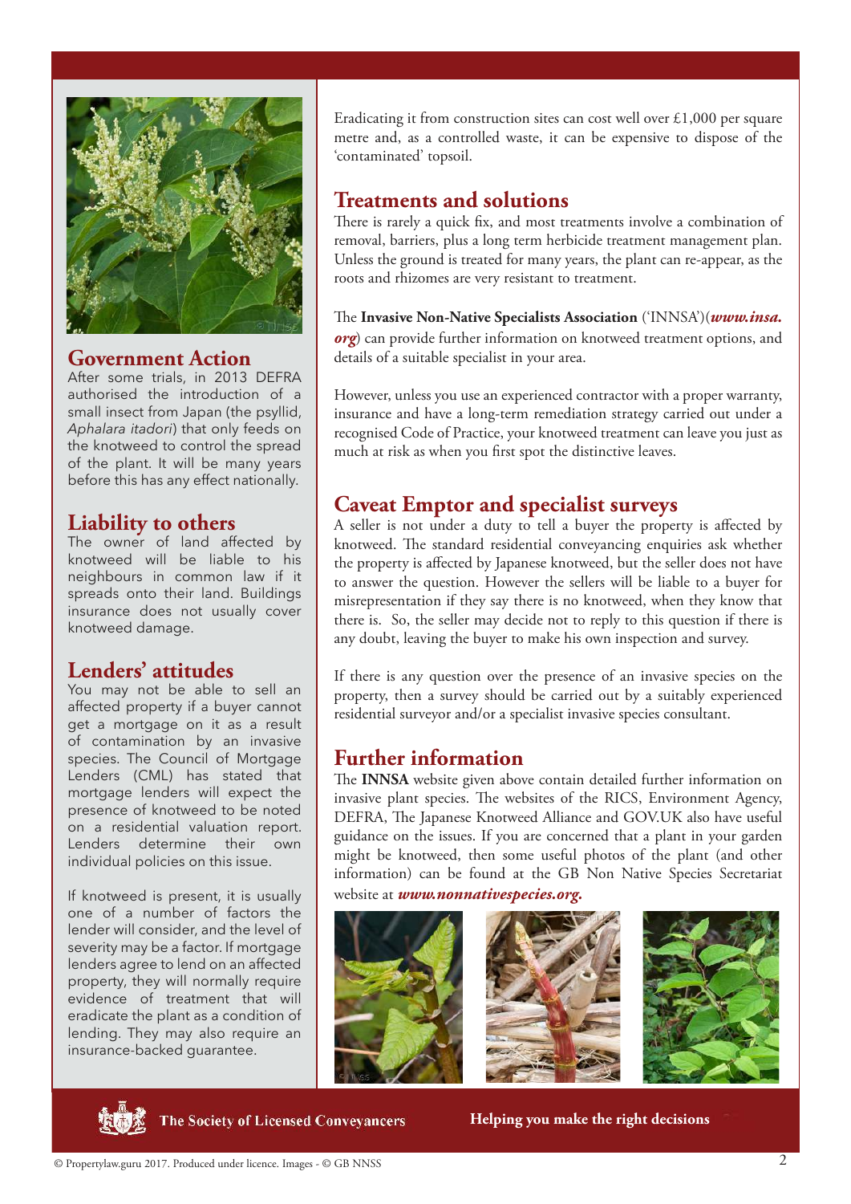## Government Action

After some trials, in 2013 DEFRA authorised the introduction of a small insect from Japan (the psyllid, *Aphalara itadori*) that only feeds on the knotweed to control the spread of the plant. It will be many years before this has any effect nationally.

## Liability to others

The owner of land affected by knotweed will be liable to his neighbours in common law if it spreads onto their land. Buildings insurance does not usually cover knotweed damage.

## Lenders' attitudes

You may not be able to sell an affected property if a buyer cannot get a mortgage on it as a result of contamination by an invasive species. The Council of Mortgage Lenders (CML) has stated that mortgage lenders will expect the presence of knotweed to be noted on a residential valuation report. Lenders determine their own individual policies on this issue.

If knotweed is present, it is usually one of a number of factors the lender will consider, and the level of severity may be a factor. If mortgage lenders agree to lend on an affected property, they will normally require evidence of treatment that will eradicate the plant as a condition of lending. They may also require an insurance-backed guarantee.

Eradicating it from construction sites can cost well over £1,000 per square metre and, as a controlled waste, it can be expensive to dispose of the 'contaminated' topsoil.

## Treatments and solutions

There is rarely a quick fix, and most treatments involve a combination of removal, barriers, plus a long term herbicide treatment management plan. Unless the ground is treated for many years, the plant can re-appear, as the roots and rhizomes are very resistant to treatment.

The **Invasive Non-Native Specialists Association** ('INNSA')(***www.insa.org***) can provide further information on knotweed treatment options, and details of a suitable specialist in your area.

However, unless you use an experienced contractor with a proper warranty, insurance and have a long-term remediation strategy carried out under a recognised Code of Practice, your knotweed treatment can leave you just as much at risk as when you first spot the distinctive leaves.

## Caveat Emptor and specialist surveys

A seller is not under a duty to tell a buyer the property is affected by knotweed. The standard residential conveyancing enquiries ask whether the property is affected by Japanese knotweed, but the seller does not have to answer the question. However the sellers will be liable to a buyer for misrepresentation if they say there is no knotweed, when they know that there is. So, the seller may decide not to reply to this question if there is any doubt, leaving the buyer to make his own inspection and survey.

If there is any question over the presence of an invasive species on the property, then a survey should be carried out by a suitably experienced residential surveyor and/or a specialist invasive species consultant.

## Further information

The **INNSA** website given above contain detailed further information on invasive plant species. The websites of the RICS, Environment Agency, DEFRA, The Japanese Knotweed Alliance and GOV.UK also have useful guidance on the issues. If you are concerned that a plant in your garden might be knotweed, then some useful photos of the plant (and other information) can be found at the GB Non Native Species Secretariat website at ***www.nonnativespecies.org***.

The Society of Licensed Conveyancers

**Helping you make the right decisions**

© Propertylaw.guru 2017. Produced under licence. Images - © GB NNSS